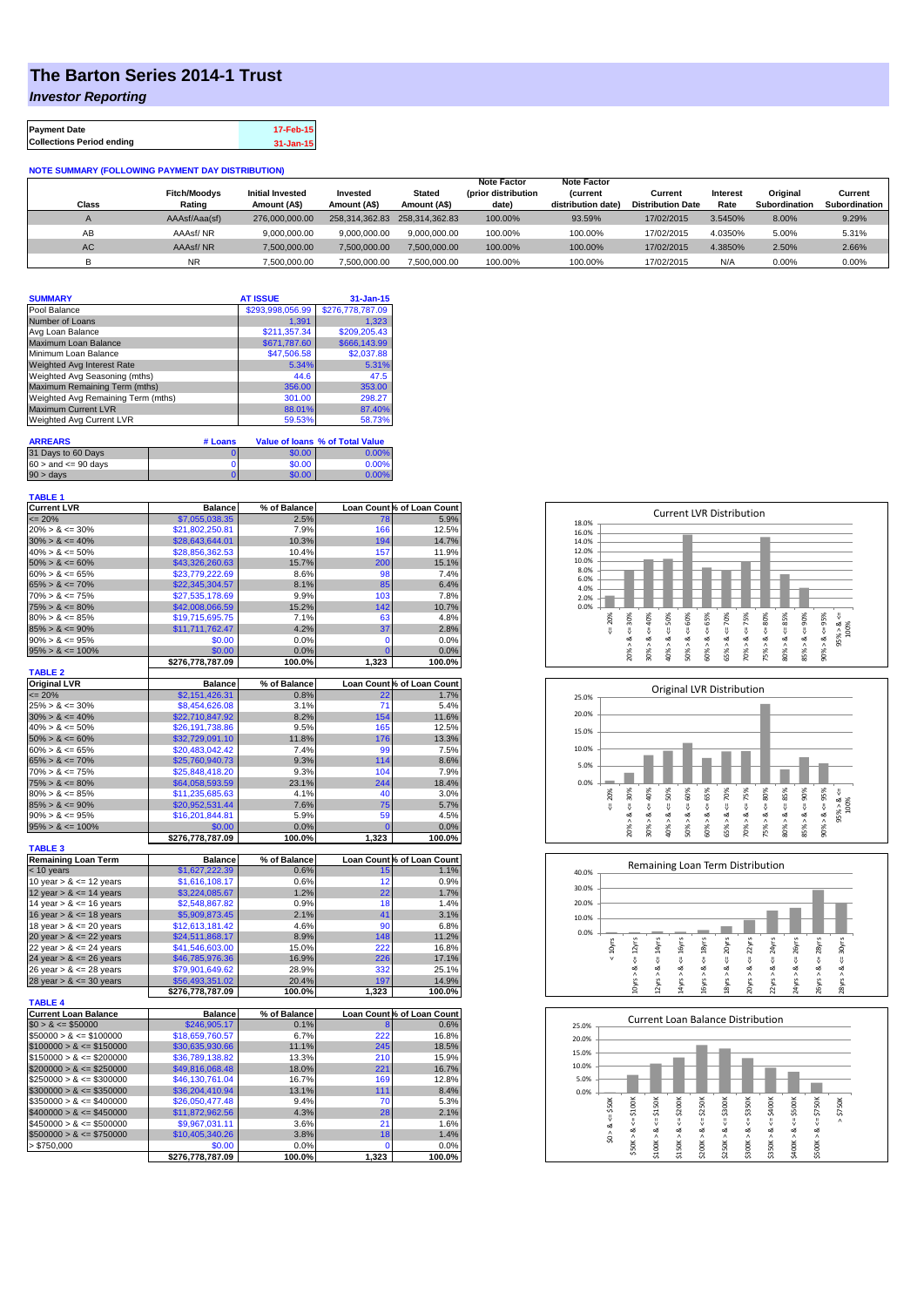# The Barton Series 2014-1 Trust

## *Investor Reporting*

| | |
|---|---|
| **Payment Date** | 17-Feb-15 |
| **Collections Period ending** | 31-Jan-15 |

**NOTE SUMMARY (FOLLOWING PAYMENT DAY DISTRIBUTION)**

| Class | Fitch/Moodys Rating | Initial Invested Amount (A$) | Invested Amount (A$) | Stated Amount (A$) | Note Factor (prior distribution date) | Note Factor (current distribution date) | Current Distribution Date | Interest Rate | Original Subordination | Current Subordination |
|---|---|---|---|---|---|---|---|---|---|---|
| A | AAAsf/Aaa(sf) | 276,000,000.00 | 258,314,362.83 | 258,314,362.83 | 100.00% | 93.59% | 17/02/2015 | 3.5450% | 8.00% | 9.29% |
| AB | AAAsf/ NR | 9,000,000.00 | 9,000,000.00 | 9,000,000.00 | 100.00% | 100.00% | 17/02/2015 | 4.0350% | 5.00% | 5.31% |
| AC | AAAsf/ NR | 7,500,000.00 | 7,500,000.00 | 7,500,000.00 | 100.00% | 100.00% | 17/02/2015 | 4.3850% | 2.50% | 2.66% |
| B | NR | 7,500,000.00 | 7,500,000.00 | 7,500,000.00 | 100.00% | 100.00% | 17/02/2015 | N/A | 0.00% | 0.00% |

| SUMMARY | AT ISSUE | 31-Jan-15 |
|---|---|---|
| Pool Balance | $293,998,056.99 | $276,778,787.09 |
| Number of Loans | 1,391 | 1,323 |
| Avg Loan Balance | $211,357.34 | $209,205.43 |
| Maximum Loan Balance | $671,787.60 | $666,143.99 |
| Minimum Loan Balance | $47,506.58 | $2,037.88 |
| Weighted Avg Interest Rate | 5.34% | 5.31% |
| Weighted Avg Seasoning (mths) | 44.6 | 47.5 |
| Maximum Remaining Term (mths) | 356.00 | 353.00 |
| Weighted Avg Remaining Term (mths) | 301.00 | 298.27 |
| Maximum Current LVR | 88.01% | 87.40% |
| Weighted Avg Current LVR | 59.53% | 58.73% |

| ARREARS | # Loans | Value of loans | % of Total Value |
|---|---|---|---|
| 31 Days to 60 Days | 0 | $0.00 | 0.00% |
| $60 >$ and $<= 90$ days | 0 | $0.00 | 0.00% |
| 90 > days | 0 | $0.00 | 0.00% |

**TABLE 1**

| Current LVR | Balance | % of Balance | Loan Count | % of Loan Count |
|---|---|---|---|---|
| <= 20% | $7,055,038.35 | 2.5% | 78 | 5.9% |
| 20% > & <= 30% | $21,802,250.81 | 7.9% | 166 | 12.5% |
| 30% > & <= 40% | $28,643,644.01 | 10.3% | 194 | 14.7% |
| 40% > & <= 50% | $28,856,362.53 | 10.4% | 157 | 11.9% |
| 50% > & <= 60% | $43,326,260.63 | 15.7% | 200 | 15.1% |
| 60% > & <= 65% | $23,779,222.69 | 8.6% | 98 | 7.4% |
| 65% > & <= 70% | $22,345,304.57 | 8.1% | 85 | 6.4% |
| 70% > & <= 75% | $27,535,178.69 | 9.9% | 103 | 7.8% |
| 75% > & <= 80% | $42,008,066.59 | 15.2% | 142 | 10.7% |
| 80% > & <= 85% | $19,715,695.75 | 7.1% | 63 | 4.8% |
| 85% > & <= 90% | $11,711,762.47 | 4.2% | 37 | 2.8% |
| 90% > & <= 95% | $0.00 | 0.0% | 0 | 0.0% |
| 95% > & <= 100% | $0.00 | 0.0% | 0 | 0.0% |
| | $276,778,787.09 | 100.0% | 1,323 | 100.0% |

**TABLE 2**

| Original LVR | Balance | % of Balance | Loan Count | % of Loan Count |
|---|---|---|---|---|
| <= 20% | $2,151,426.31 | 0.8% | 22 | 1.7% |
| 25% > & <= 30% | $8,454,626.08 | 3.1% | 71 | 5.4% |
| 30% > & <= 40% | $22,710,847.92 | 8.2% | 154 | 11.6% |
| 40% > & <= 50% | $26,191,738.86 | 9.5% | 165 | 12.5% |
| 50% > & <= 60% | $32,729,091.10 | 11.8% | 176 | 13.3% |
| 60% > & <= 65% | $20,483,042.42 | 7.4% | 99 | 7.5% |
| 65% > & <= 70% | $25,760,940.73 | 9.3% | 114 | 8.6% |
| 70% > & <= 75% | $25,848,418.20 | 9.3% | 104 | 7.9% |
| 75% > & <= 80% | $64,058,593.59 | 23.1% | 244 | 18.4% |
| 80% > & <= 85% | $11,235,685.63 | 4.1% | 40 | 3.0% |
| 85% > & <= 90% | $20,952,531.44 | 7.6% | 75 | 5.7% |
| 90% > & <= 95% | $16,201,844.81 | 5.9% | 59 | 4.5% |
| 95% > & <= 100% | $0.00 | 0.0% | 0 | 0.0% |
| | $276,778,787.09 | 100.0% | 1,323 | 100.0% |

**TABLE 3**

| Remaining Loan Term | Balance | % of Balance | Loan Count | % of Loan Count |
|---|---|---|---|---|
| < 10 years | $1,627,222.39 | 0.6% | 15 | 1.1% |
| 10 year > & <= 12 years | $1,616,108.17 | 0.6% | 12 | 0.9% |
| 12 year > & <= 14 years | $3,224,085.67 | 1.2% | 22 | 1.7% |
| 14 year > & <= 16 years | $2,548,867.82 | 0.9% | 18 | 1.4% |
| 16 year > & <= 18 years | $5,909,873.45 | 2.1% | 41 | 3.1% |
| 18 year > & <= 20 years | $12,613,181.42 | 4.6% | 90 | 6.8% |
| 20 year > & <= 22 years | $24,511,868.17 | 8.9% | 148 | 11.2% |
| 22 year > & <= 24 years | $41,546,603.00 | 15.0% | 222 | 16.8% |
| 24 year > & <= 26 years | $46,785,976.36 | 16.9% | 226 | 17.1% |
| 26 year > & <= 28 years | $79,901,649.62 | 28.9% | 332 | 25.1% |
| 28 year > & <= 30 years | $56,493,351.02 | 20.4% | 197 | 14.9% |
| | $276,778,787.09 | 100.0% | 1,323 | 100.0% |

**TABLE 4**

| Current Loan Balance | Balance | % of Balance | Loan Count | % of Loan Count |
|---|---|---|---|---|
| $0 > & <= $50000 | $246,905.17 | 0.1% | 8 | 0.6% |
| $50000 > & <= $100000 | $18,659,760.57 | 6.7% | 222 | 16.8% |
| $100000 > & <= $150000 | $30,635,930.66 | 11.1% | 245 | 18.5% |
| $150000 > & <= $200000 | $36,789,138.82 | 13.3% | 210 | 15.9% |
| $200000 > & <= $250000 | $49,816,068.48 | 18.0% | 221 | 16.7% |
| $250000 > & <= $300000 | $46,130,761.04 | 16.7% | 169 | 12.8% |
| $300000 > & <= $350000 | $36,204,410.94 | 13.1% | 111 | 8.4% |
| $350000 > & <= $400000 | $26,050,477.48 | 9.4% | 70 | 5.3% |
| $400000 > & <= $450000 | $11,872,962.56 | 4.3% | 28 | 2.1% |
| $450000 > & <= $500000 | $9,967,031.11 | 3.6% | 21 | 1.6% |
| $500000 > & <= $750000 | $10,405,340.26 | 3.8% | 18 | 1.4% |
| > $750,000 | $0.00 | 0.0% | 0 | 0.0% |
| | $276,778,787.09 | 100.0% | 1,323 | 100.0% |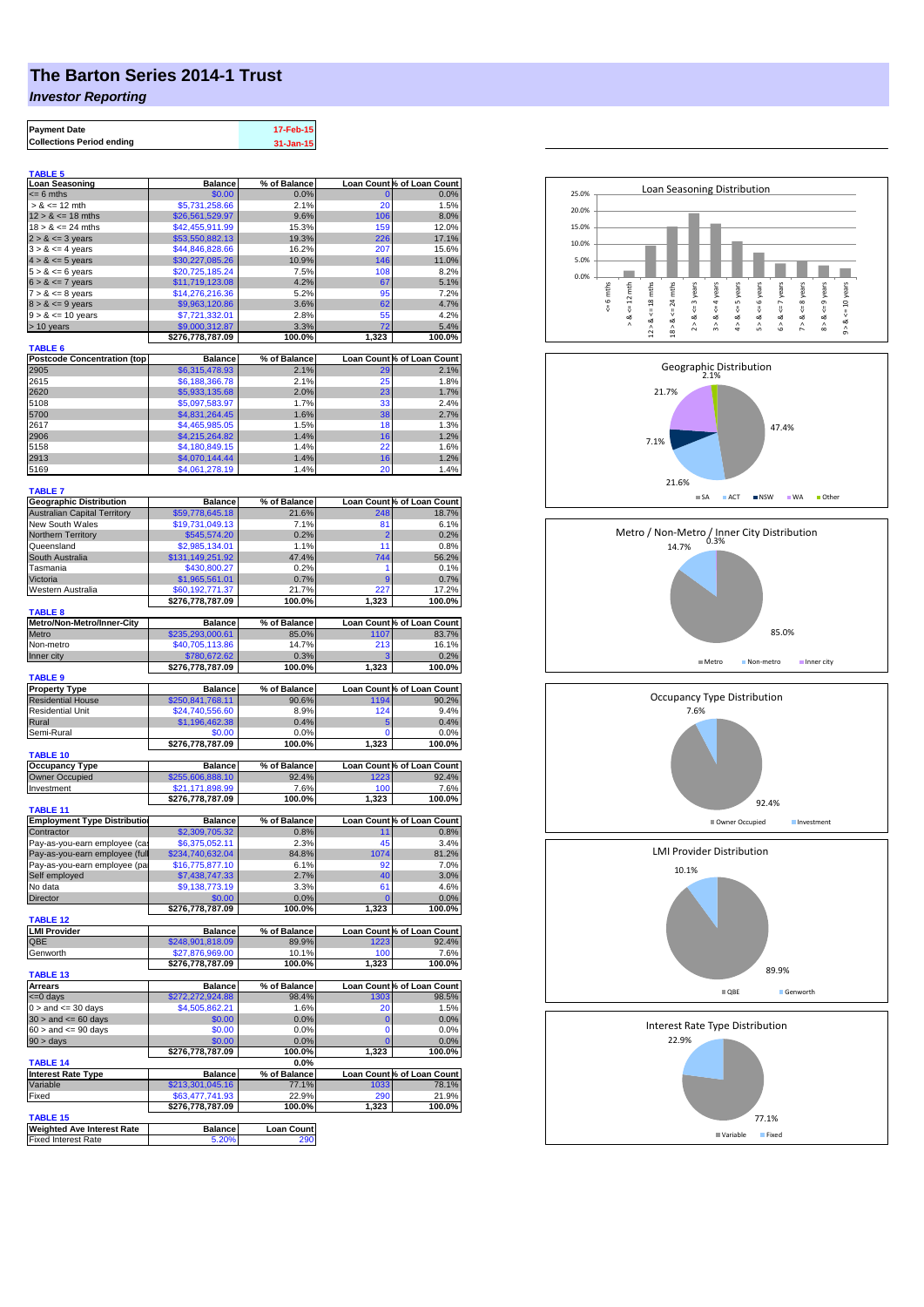# The Barton Series 2014-1 Trust

## *Investor Reporting*

| | |
|---|---|
| **Payment Date** | 17-Feb-15 |
| **Collections Period ending** | 31-Jan-15 |

**TABLE 5**

| Loan Seasoning | Balance | % of Balance | Loan Count | % of Loan Count |
|---|---|---|---|---|
| <= 6 mths | $0.00 | 0.0% | 0 | 0.0% |
| > & <= 12 mth | $5,731,258.66 | 2.1% | 20 | 1.5% |
| 12 > & <= 18 mths | $26,561,529.97 | 9.6% | 106 | 8.0% |
| 18 > & <= 24 mths | $42,455,911.99 | 15.3% | 159 | 12.0% |
| 2 > & <= 3 years | $53,550,882.13 | 19.3% | 226 | 17.1% |
| 3 > & <= 4 years | $44,846,828.66 | 16.2% | 207 | 15.6% |
| 4 > & <= 5 years | $30,227,085.26 | 10.9% | 146 | 11.0% |
| 5 > & <= 6 years | $20,725,185.24 | 7.5% | 108 | 8.2% |
| 6 > & <= 7 years | $11,719,123.08 | 4.2% | 67 | 5.1% |
| 7 > & <= 8 years | $14,276,216.36 | 5.2% | 95 | 7.2% |
| 8 > & <= 9 years | $9,963,120.86 | 3.6% | 62 | 4.7% |
| 9 > & <= 10 years | $7,721,332.01 | 2.8% | 55 | 4.2% |
| > 10 years | $9,000,312.87 | 3.3% | 72 | 5.4% |
| | $276,778,787.09 | 100.0% | 1,323 | 100.0% |

**TABLE 6**

| Postcode Concentration (top | Balance | % of Balance | Loan Count | % of Loan Count |
|---|---|---|---|---|
| 2905 | $6,315,478.93 | 2.1% | 29 | 2.1% |
| 2615 | $6,188,366.78 | 2.1% | 25 | 1.8% |
| 2620 | $5,933,135.68 | 2.0% | 23 | 1.7% |
| 5108 | $5,097,583.97 | 1.7% | 33 | 2.4% |
| 5700 | $4,831,264.45 | 1.6% | 38 | 2.7% |
| 2617 | $4,465,985.05 | 1.5% | 18 | 1.3% |
| 2906 | $4,215,264.82 | 1.4% | 16 | 1.2% |
| 5158 | $4,180,849.15 | 1.4% | 22 | 1.6% |
| 2913 | $4,070,144.44 | 1.4% | 16 | 1.2% |
| 5169 | $4,061,278.19 | 1.4% | 20 | 1.4% |

**TABLE 7**

| Geographic Distribution | Balance | % of Balance | Loan Count | % of Loan Count |
|---|---|---|---|---|
| Australian Capital Territory | $59,778,645.18 | 21.6% | 248 | 18.7% |
| New South Wales | $19,731,049.13 | 7.1% | 81 | 6.1% |
| Northern Territory | $545,574.20 | 0.2% | 2 | 0.2% |
| Queensland | $2,985,134.01 | 1.1% | 11 | 0.8% |
| South Australia | $131,149,251.92 | 47.4% | 744 | 56.2% |
| Tasmania | $430,800.27 | 0.2% | 1 | 0.1% |
| Victoria | $1,965,561.01 | 0.7% | 9 | 0.7% |
| Western Australia | $60,192,771.37 | 21.7% | 227 | 17.2% |
| | $276,778,787.09 | 100.0% | 1,323 | 100.0% |

**TABLE 8**

| Metro/Non-Metro/Inner-City | Balance | % of Balance | Loan Count | % of Loan Count |
|---|---|---|---|---|
| Metro | $235,293,000.61 | 85.0% | 1107 | 83.7% |
| Non-metro | $40,705,113.86 | 14.7% | 213 | 16.1% |
| Inner city | $780,672.62 | 0.3% | 3 | 0.2% |
| | $276,778,787.09 | 100.0% | 1,323 | 100.0% |

**TABLE 9**

| Property Type | Balance | % of Balance | Loan Count | % of Loan Count |
|---|---|---|---|---|
| Residential House | $250,841,768.11 | 90.6% | 1194 | 90.2% |
| Residential Unit | $24,740,556.60 | 8.9% | 124 | 9.4% |
| Rural | $1,196,462.38 | 0.4% | 5 | 0.4% |
| Semi-Rural | $0.00 | 0.0% | 0 | 0.0% |
| | $276,778,787.09 | 100.0% | 1,323 | 100.0% |

**TABLE 10**

| Occupancy Type | Balance | % of Balance | Loan Count | % of Loan Count |
|---|---|---|---|---|
| Owner Occupied | $255,606,888.10 | 92.4% | 1223 | 92.4% |
| Investment | $21,171,898.99 | 7.6% | 100 | 7.6% |
| | $276,778,787.09 | 100.0% | 1,323 | 100.0% |

**TABLE 11**

| Employment Type Distributio | Balance | % of Balance | Loan Count | % of Loan Count |
|---|---|---|---|---|
| Contractor | $2,309,705.32 | 0.8% | 11 | 0.8% |
| Pay-as-you-earn employee (ca | $6,375,052.11 | 2.3% | 45 | 3.4% |
| Pay-as-you-earn employee (full | $234,740,632.04 | 84.8% | 1074 | 81.2% |
| Pay-as-you-earn employee (pa | $16,775,877.10 | 6.1% | 92 | 7.0% |
| Self employed | $7,438,747.33 | 2.7% | 40 | 3.0% |
| No data | $9,138,773.19 | 3.3% | 61 | 4.6% |
| Director | $0.00 | 0.0% | 0 | 0.0% |
| | $276,778,787.09 | 100.0% | 1,323 | 100.0% |

**TABLE 12**

| LMI Provider | Balance | % of Balance | Loan Count | % of Loan Count |
|---|---|---|---|---|
| QBE | $248,901,818.09 | 89.9% | 1223 | 92.4% |
| Genworth | $27,876,969.00 | 10.1% | 100 | 7.6% |
| | $276,778,787.09 | 100.0% | 1,323 | 100.0% |

**TABLE 13**

| Arrears | Balance | % of Balance | Loan Count | % of Loan Count |
|---|---|---|---|---|
| <=0 days | $272,272,924.88 | 98.4% | 1303 | 98.5% |
| 0 > and <= 30 days | $4,505,862.21 | 1.6% | 20 | 1.5% |
| 30 > and <= 60 days | $0.00 | 0.0% | 0 | 0.0% |
| 60 > and <= 90 days | $0.00 | 0.0% | 0 | 0.0% |
| 90 > days | $0.00 | 0.0% | 0 | 0.0% |
| | $276,778,787.09 | 100.0% | 1,323 | 100.0% |
| | | 0.0% | | |

**TABLE 14**

| Interest Rate Type | Balance | % of Balance | Loan Count | % of Loan Count |
|---|---|---|---|---|
| Variable | $213,301,045.16 | 77.1% | 1033 | 78.1% |
| Fixed | $63,477,741.93 | 22.9% | 290 | 21.9% |
| | $276,778,787.09 | 100.0% | 1,323 | 100.0% |

**TABLE 15**

| Weighted Ave Interest Rate | Balance | Loan Count |
|---|---|---|
| Fixed Interest Rate | 5.20% | 290 |

Loan Seasoning Distribution
25.0%
20.0%
15.0%
10.0%
5.0%
0.0%
<= 6 mths
> & <= 12 mth
12 > & <= 18 mths
18 > & <= 24 mths
2 > & <= 3 years
3 > & <= 4 years
4 > & <= 5 years
5 > & <= 6 years
6 > & <= 7 years
7 > & <= 8 years
8 > & <= 9 years
9 > & <= 10 years

Geographic Distribution
2.1%
21.7%
47.4%
7.1%
21.6%
SA ACT NSW WA Other

Metro / Non-Metro / Inner City Distribution
0.3%
14.7%
85.0%
Metro Non-metro Inner city

Occupancy Type Distribution
7.6%
92.4%
Owner Occupied Investment

LMI Provider Distribution
10.1%
89.9%
QBE Genworth

Interest Rate Type Distribution
22.9%
77.1%
Variable Fixed